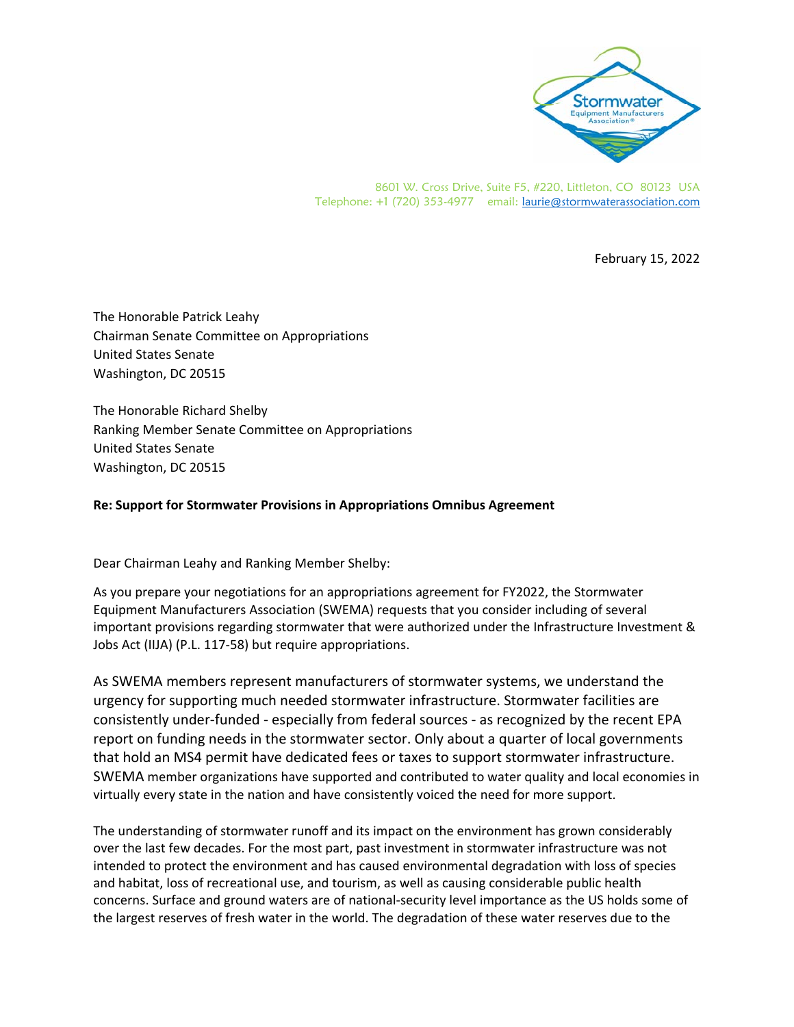8601 W. Cross Drive, Suite F5, #220, Littleton, CO 80123 USA
Telephone: +1 (720) 353-4977 email: laurie@stormwaterassociation.com

February 15, 2022

The Honorable Patrick Leahy
Chairman Senate Committee on Appropriations
United States Senate
Washington, DC 20515

The Honorable Richard Shelby
Ranking Member Senate Committee on Appropriations
United States Senate
Washington, DC 20515

**Re: Support for Stormwater Provisions in Appropriations Omnibus Agreement**

Dear Chairman Leahy and Ranking Member Shelby:

As you prepare your negotiations for an appropriations agreement for FY2022, the Stormwater Equipment Manufacturers Association (SWEMA) requests that you consider including of several important provisions regarding stormwater that were authorized under the Infrastructure Investment & Jobs Act (IIJA) (P.L. 117-58) but require appropriations.

As SWEMA members represent manufacturers of stormwater systems, we understand the urgency for supporting much needed stormwater infrastructure. Stormwater facilities are consistently under-funded - especially from federal sources - as recognized by the recent EPA report on funding needs in the stormwater sector. Only about a quarter of local governments that hold an MS4 permit have dedicated fees or taxes to support stormwater infrastructure. SWEMA member organizations have supported and contributed to water quality and local economies in virtually every state in the nation and have consistently voiced the need for more support.

The understanding of stormwater runoff and its impact on the environment has grown considerably over the last few decades. For the most part, past investment in stormwater infrastructure was not intended to protect the environment and has caused environmental degradation with loss of species and habitat, loss of recreational use, and tourism, as well as causing considerable public health concerns. Surface and ground waters are of national-security level importance as the US holds some of the largest reserves of fresh water in the world. The degradation of these water reserves due to the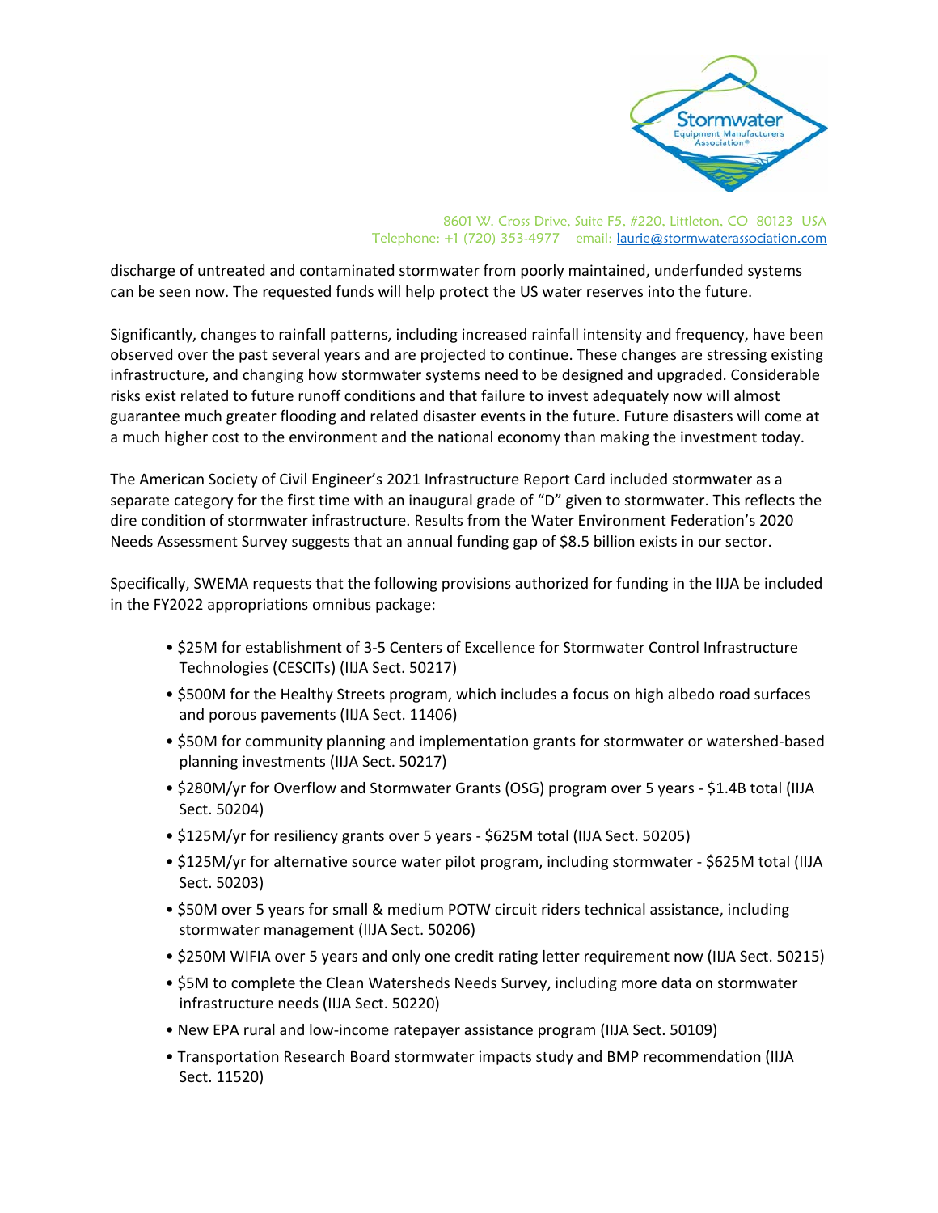discharge of untreated and contaminated stormwater from poorly maintained, underfunded systems can be seen now. The requested funds will help protect the US water reserves into the future.

Significantly, changes to rainfall patterns, including increased rainfall intensity and frequency, have been observed over the past several years and are projected to continue. These changes are stressing existing infrastructure, and changing how stormwater systems need to be designed and upgraded. Considerable risks exist related to future runoff conditions and that failure to invest adequately now will almost guarantee much greater flooding and related disaster events in the future. Future disasters will come at a much higher cost to the environment and the national economy than making the investment today.

The American Society of Civil Engineer's 2021 Infrastructure Report Card included stormwater as a separate category for the first time with an inaugural grade of "D" given to stormwater. This reflects the dire condition of stormwater infrastructure. Results from the Water Environment Federation's 2020 Needs Assessment Survey suggests that an annual funding gap of $8.5 billion exists in our sector.

Specifically, SWEMA requests that the following provisions authorized for funding in the IIJA be included in the FY2022 appropriations omnibus package:

- $25M for establishment of 3-5 Centers of Excellence for Stormwater Control Infrastructure Technologies (CESCITs) (IIJA Sect. 50217)
- $500M for the Healthy Streets program, which includes a focus on high albedo road surfaces and porous pavements (IIJA Sect. 11406)
- $50M for community planning and implementation grants for stormwater or watershed-based planning investments (IIJA Sect. 50217)
- $280M/yr for Overflow and Stormwater Grants (OSG) program over 5 years - $1.4B total (IIJA Sect. 50204)
- $125M/yr for resiliency grants over 5 years - $625M total (IIJA Sect. 50205)
- $125M/yr for alternative source water pilot program, including stormwater - $625M total (IIJA Sect. 50203)
- $50M over 5 years for small & medium POTW circuit riders technical assistance, including stormwater management (IIJA Sect. 50206)
- $250M WIFIA over 5 years and only one credit rating letter requirement now (IIJA Sect. 50215)
- $5M to complete the Clean Watersheds Needs Survey, including more data on stormwater infrastructure needs (IIJA Sect. 50220)
- New EPA rural and low-income ratepayer assistance program (IIJA Sect. 50109)
- Transportation Research Board stormwater impacts study and BMP recommendation (IIJA Sect. 11520)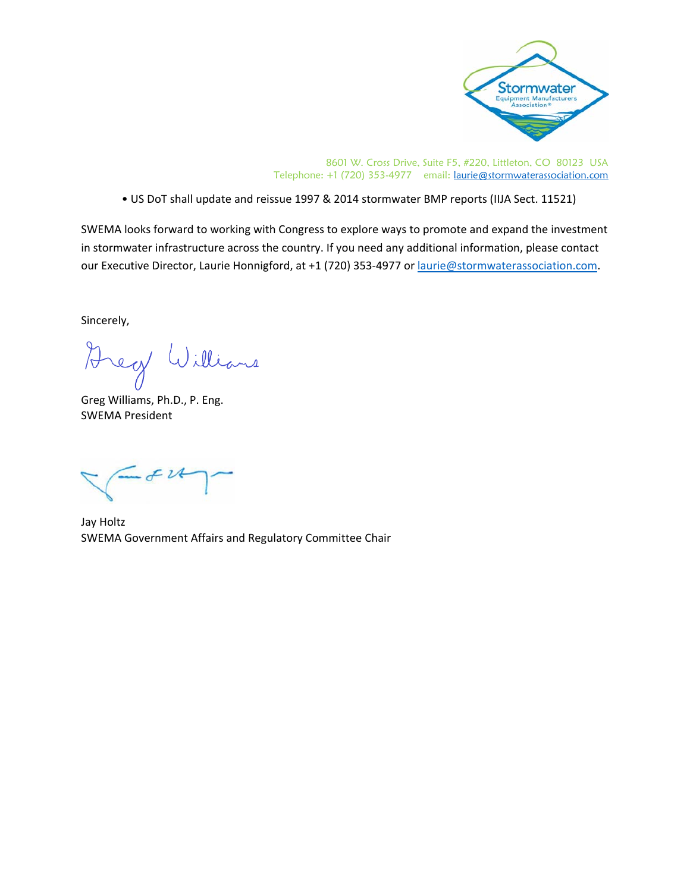8601 W. Cross Drive, Suite F5, #220, Littleton, CO 80123 USA
Telephone: +1 (720) 353-4977 email: laurie@stormwaterassociation.com

- US DoT shall update and reissue 1997 & 2014 stormwater BMP reports (IIJA Sect. 11521)

SWEMA looks forward to working with Congress to explore ways to promote and expand the investment in stormwater infrastructure across the country. If you need any additional information, please contact our Executive Director, Laurie Honnigford, at +1 (720) 353-4977 or laurie@stormwaterassociation.com.

Sincerely,

Greg Williams, Ph.D., P. Eng.
SWEMA President

Jay Holtz
SWEMA Government Affairs and Regulatory Committee Chair